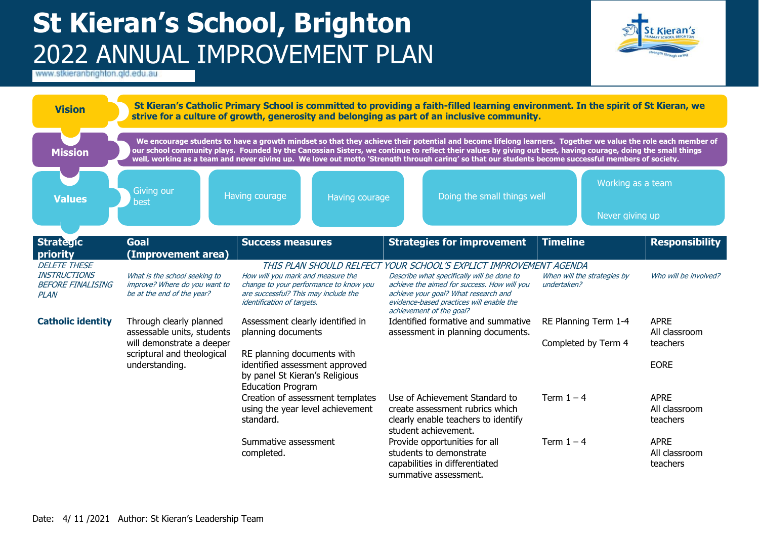# St Kieran's School, Brighton

# 2022 ANNUAL IMPROVEMENT PLAN

www.stkieranbrighton.qld.edu.au

**Vision**

**St Kieran's Catholic Primary School is committed to providing a faith-filled learning environment. In the spirit of St Kieran, we strive for a culture of growth, generosity and belonging as part of an inclusive community.**

**Mission**

**We encourage students to have a growth mindset so that they achieve their potential and become lifelong learners. Together we value the role each member of our school community plays. Founded by the Canossian Sisters, we continue to reflect their values by giving out best, having courage, doing the small things well, working as a team and never giving up. We love out motto 'Strength through caring' so that our students become successful members of society.**

**Values**

- Giving our best
- Having courage
- Having courage
- Doing the small things well
- Working as a team
- Never giving up

| Strategic priority | Goal (Improvement area) | Success measures | Strategies for improvement | Timeline | Responsibility |
|---|---|---|---|---|---|
| *DELETE THESE INSTRUCTIONS BEFORE FINALISING PLAN* | *What is the school seeking to improve? Where do you want to be at the end of the year?* | *THIS PLAN SHOULD RELFECT YOUR SCHOOL'S EXPLICT IMPROVEMENT AGENDA* *How will you mark and measure the change to your performance to know you are successful? This may include the identification of targets.* | *Describe what specifically will be done to achieve the aimed for success. How will you achieve your goal? What research and evidence-based practices will enable the achievement of the goal?* | *When will the strategies by undertaken?* | *Who will be involved?* |
| **Catholic identity** | Through clearly planned assessable units, students will demonstrate a deeper scriptural and theological understanding. | Assessment clearly identified in planning documents<br><br>RE planning documents with identified assessment approved by panel St Kieran's Religious Education Program | Identified formative and summative assessment in planning documents. | RE Planning Term 1-4<br><br>Completed by Term 4 | APRE<br>All classroom teachers<br><br>EORE |
| | | Creation of assessment templates using the year level achievement standard. | Use of Achievement Standard to create assessment rubrics which clearly enable teachers to identify student achievement. | Term 1 – 4 | APRE<br>All classroom teachers |
| | | Summative assessment completed. | Provide opportunities for all students to demonstrate capabilities in differentiated summative assessment. | Term 1 – 4 | APRE<br>All classroom teachers |

Date: 4/ 11 /2021 Author: St Kieran's Leadership Team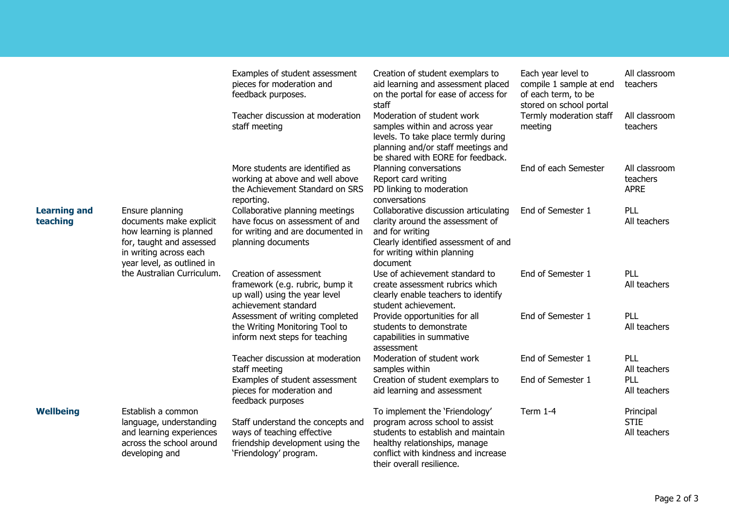| | | | | | |
|---|---|---|---|---|---|
| | | Examples of student assessment pieces for moderation and feedback purposes. | Creation of student exemplars to aid learning and assessment placed on the portal for ease of access for staff | Each year level to compile 1 sample at end of each term, to be stored on school portal | All classroom teachers |
| | | Teacher discussion at moderation staff meeting | Moderation of student work samples within and across year levels. To take place termly during planning and/or staff meetings and be shared with EORE for feedback. | Termly moderation staff meeting | All classroom teachers |
| | | More students are identified as working at above and well above the Achievement Standard on SRS reporting. | Planning conversations<br>Report card writing<br>PD linking to moderation conversations | End of each Semester | All classroom teachers<br>APRE |
| **Learning and teaching** | Ensure planning documents make explicit how learning is planned for, taught and assessed in writing across each year level, as outlined in the Australian Curriculum. | Collaborative planning meetings have focus on assessment of and for writing and are documented in planning documents | Collaborative discussion articulating clarity around the assessment of and for writing<br>Clearly identified assessment of and for writing within planning document | End of Semester 1 | PLL<br>All teachers |
| | | Creation of assessment framework (e.g. rubric, bump it up wall) using the year level achievement standard | Use of achievement standard to create assessment rubrics which clearly enable teachers to identify student achievement. | End of Semester 1 | PLL<br>All teachers |
| | | Assessment of writing completed the Writing Monitoring Tool to inform next steps for teaching | Provide opportunities for all students to demonstrate capabilities in summative assessment | End of Semester 1 | PLL<br>All teachers |
| | | Teacher discussion at moderation staff meeting | Moderation of student work samples within | End of Semester 1 | PLL<br>All teachers |
| | | Examples of student assessment pieces for moderation and feedback purposes | Creation of student exemplars to aid learning and assessment | End of Semester 1 | PLL<br>All teachers |
| **Wellbeing** | Establish a common language, understanding and learning experiences across the school around developing and | Staff understand the concepts and ways of teaching effective friendship development using the 'Friendology' program. | To implement the 'Friendology' program across school to assist students to establish and maintain healthy relationships, manage conflict with kindness and increase their overall resilience. | Term 1-4 | Principal<br>STIE<br>All teachers |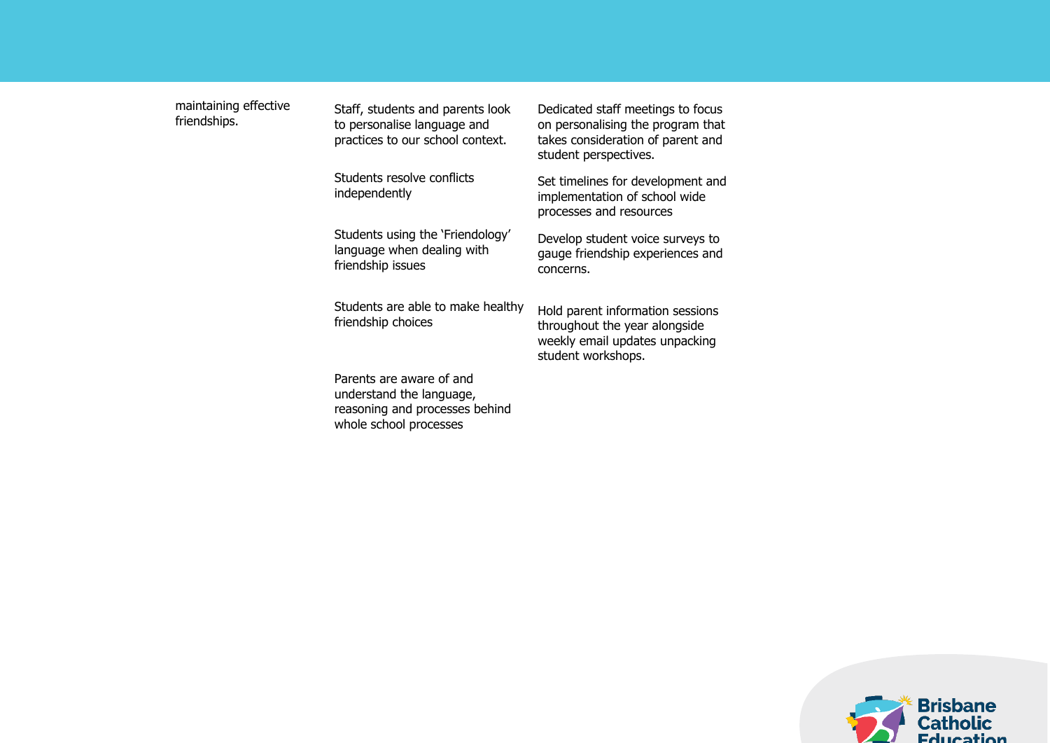| | | |
|---|---|---|
| maintaining effective friendships. | Staff, students and parents look to personalise language and practices to our school context. | Dedicated staff meetings to focus on personalising the program that takes consideration of parent and student perspectives. |
| | Students resolve conflicts independently | Set timelines for development and implementation of school wide processes and resources |
| | Students using the 'Friendology' language when dealing with friendship issues | Develop student voice surveys to gauge friendship experiences and concerns. |
| | Students are able to make healthy friendship choices | Hold parent information sessions throughout the year alongside weekly email updates unpacking student workshops. |
| | Parents are aware of and understand the language, reasoning and processes behind whole school processes | |